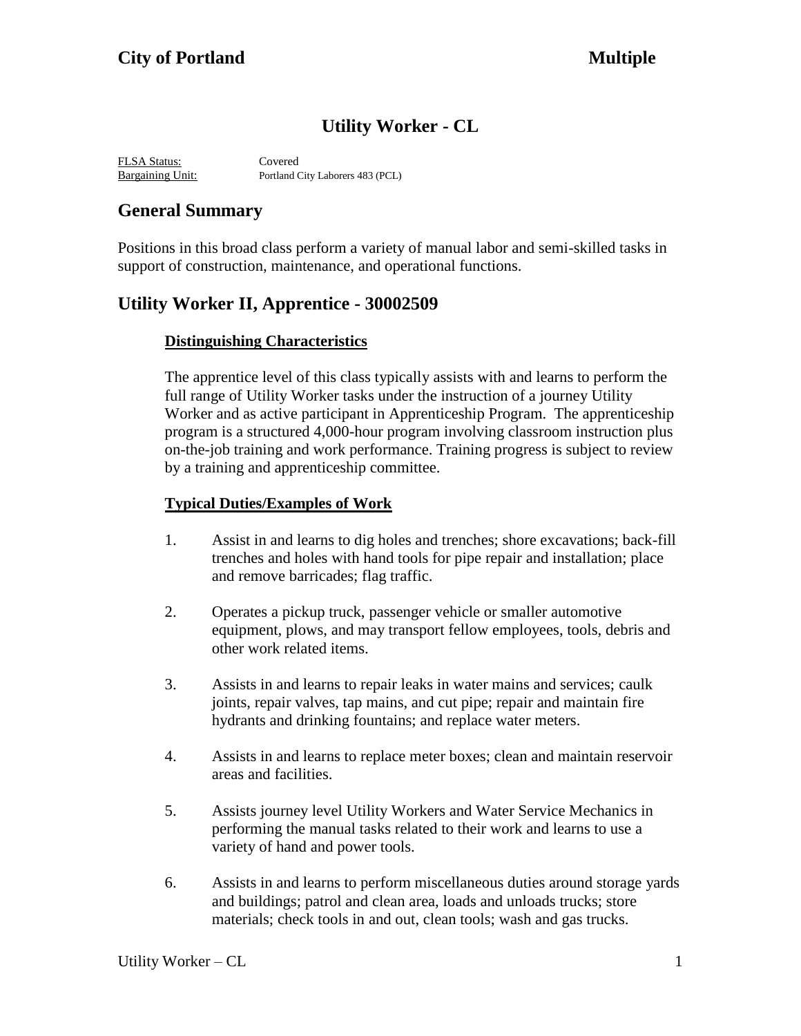**City of Portland** **Multiple**

# Utility Worker - CL

FLSA Status: Covered
Bargaining Unit: Portland City Laborers 483 (PCL)

## General Summary

Positions in this broad class perform a variety of manual labor and semi-skilled tasks in support of construction, maintenance, and operational functions.

## Utility Worker II, Apprentice - 30002509

### Distinguishing Characteristics

The apprentice level of this class typically assists with and learns to perform the full range of Utility Worker tasks under the instruction of a journey Utility Worker and as active participant in Apprenticeship Program. The apprenticeship program is a structured 4,000-hour program involving classroom instruction plus on-the-job training and work performance. Training progress is subject to review by a training and apprenticeship committee.

### Typical Duties/Examples of Work

1. Assist in and learns to dig holes and trenches; shore excavations; back-fill trenches and holes with hand tools for pipe repair and installation; place and remove barricades; flag traffic.

2. Operates a pickup truck, passenger vehicle or smaller automotive equipment, plows, and may transport fellow employees, tools, debris and other work related items.

3. Assists in and learns to repair leaks in water mains and services; caulk joints, repair valves, tap mains, and cut pipe; repair and maintain fire hydrants and drinking fountains; and replace water meters.

4. Assists in and learns to replace meter boxes; clean and maintain reservoir areas and facilities.

5. Assists journey level Utility Workers and Water Service Mechanics in performing the manual tasks related to their work and learns to use a variety of hand and power tools.

6. Assists in and learns to perform miscellaneous duties around storage yards and buildings; patrol and clean area, loads and unloads trucks; store materials; check tools in and out, clean tools; wash and gas trucks.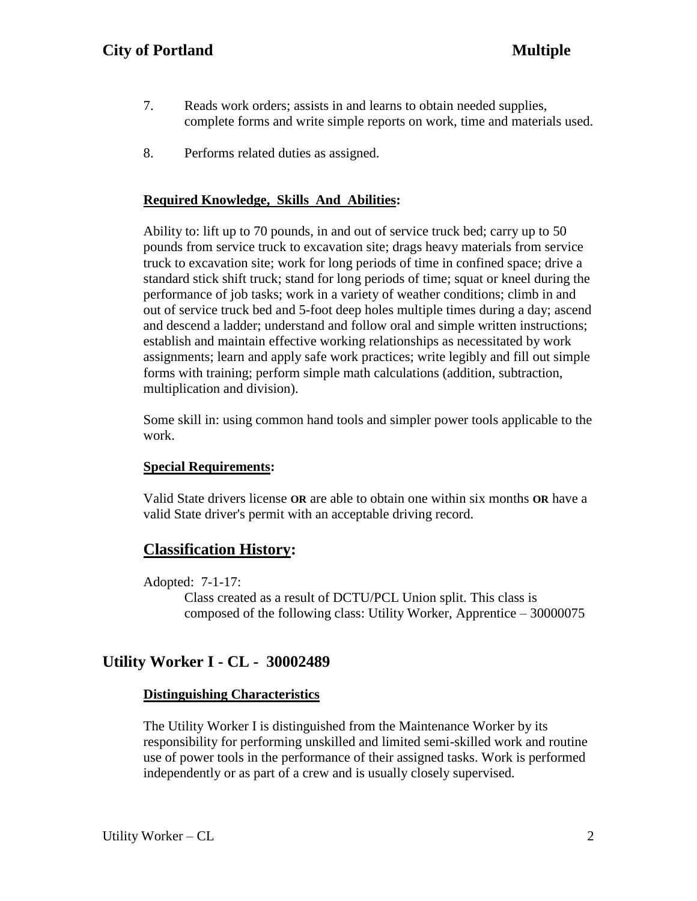7. Reads work orders; assists in and learns to obtain needed supplies, complete forms and write simple reports on work, time and materials used.

8. Performs related duties as assigned.

**Required Knowledge, Skills And Abilities:**

Ability to: lift up to 70 pounds, in and out of service truck bed; carry up to 50 pounds from service truck to excavation site; drags heavy materials from service truck to excavation site; work for long periods of time in confined space; drive a standard stick shift truck; stand for long periods of time; squat or kneel during the performance of job tasks; work in a variety of weather conditions; climb in and out of service truck bed and 5-foot deep holes multiple times during a day; ascend and descend a ladder; understand and follow oral and simple written instructions; establish and maintain effective working relationships as necessitated by work assignments; learn and apply safe work practices; write legibly and fill out simple forms with training; perform simple math calculations (addition, subtraction, multiplication and division).

Some skill in: using common hand tools and simpler power tools applicable to the work.

**Special Requirements:**

Valid State drivers license **OR** are able to obtain one within six months **OR** have a valid State driver's permit with an acceptable driving record.

## Classification History:

Adopted: 7-1-17:

Class created as a result of DCTU/PCL Union split. This class is composed of the following class: Utility Worker, Apprentice – 30000075

## Utility Worker I - CL - 30002489

**Distinguishing Characteristics**

The Utility Worker I is distinguished from the Maintenance Worker by its responsibility for performing unskilled and limited semi-skilled work and routine use of power tools in the performance of their assigned tasks. Work is performed independently or as part of a crew and is usually closely supervised.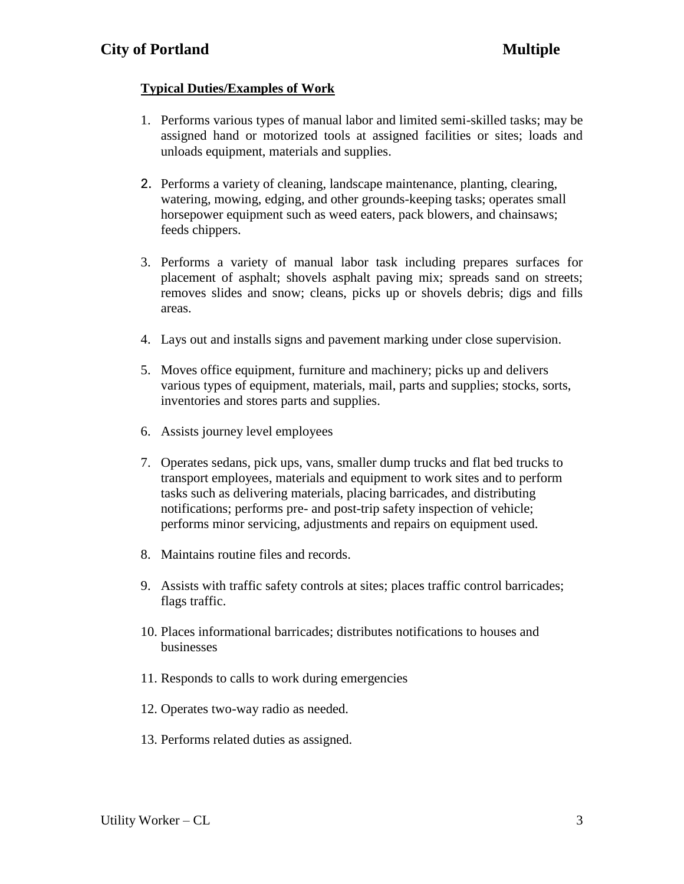**Typical Duties/Examples of Work**

1. Performs various types of manual labor and limited semi-skilled tasks; may be assigned hand or motorized tools at assigned facilities or sites; loads and unloads equipment, materials and supplies.

2. Performs a variety of cleaning, landscape maintenance, planting, clearing, watering, mowing, edging, and other grounds-keeping tasks; operates small horsepower equipment such as weed eaters, pack blowers, and chainsaws; feeds chippers.

3. Performs a variety of manual labor task including prepares surfaces for placement of asphalt; shovels asphalt paving mix; spreads sand on streets; removes slides and snow; cleans, picks up or shovels debris; digs and fills areas.

4. Lays out and installs signs and pavement marking under close supervision.

5. Moves office equipment, furniture and machinery; picks up and delivers various types of equipment, materials, mail, parts and supplies; stocks, sorts, inventories and stores parts and supplies.

6. Assists journey level employees

7. Operates sedans, pick ups, vans, smaller dump trucks and flat bed trucks to transport employees, materials and equipment to work sites and to perform tasks such as delivering materials, placing barricades, and distributing notifications; performs pre- and post-trip safety inspection of vehicle; performs minor servicing, adjustments and repairs on equipment used.

8. Maintains routine files and records.

9. Assists with traffic safety controls at sites; places traffic control barricades; flags traffic.

10. Places informational barricades; distributes notifications to houses and businesses

11. Responds to calls to work during emergencies

12. Operates two-way radio as needed.

13. Performs related duties as assigned.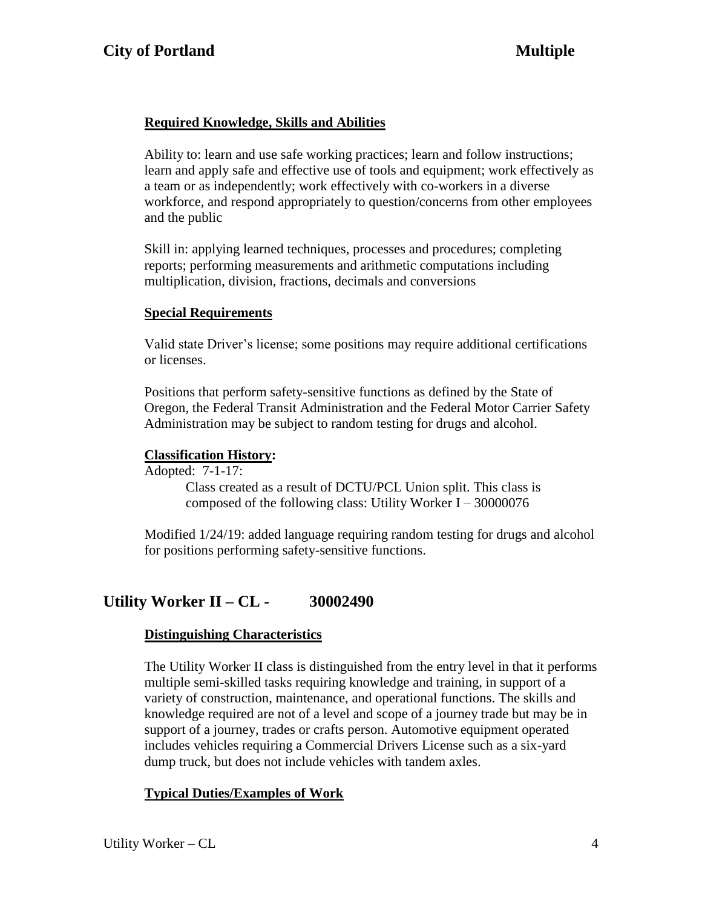### Required Knowledge, Skills and Abilities

Ability to: learn and use safe working practices; learn and follow instructions; learn and apply safe and effective use of tools and equipment; work effectively as a team or as independently; work effectively with co-workers in a diverse workforce, and respond appropriately to question/concerns from other employees and the public

Skill in: applying learned techniques, processes and procedures; completing reports; performing measurements and arithmetic computations including multiplication, division, fractions, decimals and conversions

### Special Requirements

Valid state Driver's license; some positions may require additional certifications or licenses.

Positions that perform safety-sensitive functions as defined by the State of Oregon, the Federal Transit Administration and the Federal Motor Carrier Safety Administration may be subject to random testing for drugs and alcohol.

### Classification History:

Adopted: 7-1-17:

Class created as a result of DCTU/PCL Union split. This class is composed of the following class: Utility Worker I – 30000076

Modified 1/24/19: added language requiring random testing for drugs and alcohol for positions performing safety-sensitive functions.

## Utility Worker II – CL - 30002490

### Distinguishing Characteristics

The Utility Worker II class is distinguished from the entry level in that it performs multiple semi-skilled tasks requiring knowledge and training, in support of a variety of construction, maintenance, and operational functions. The skills and knowledge required are not of a level and scope of a journey trade but may be in support of a journey, trades or crafts person. Automotive equipment operated includes vehicles requiring a Commercial Drivers License such as a six-yard dump truck, but does not include vehicles with tandem axles.

### Typical Duties/Examples of Work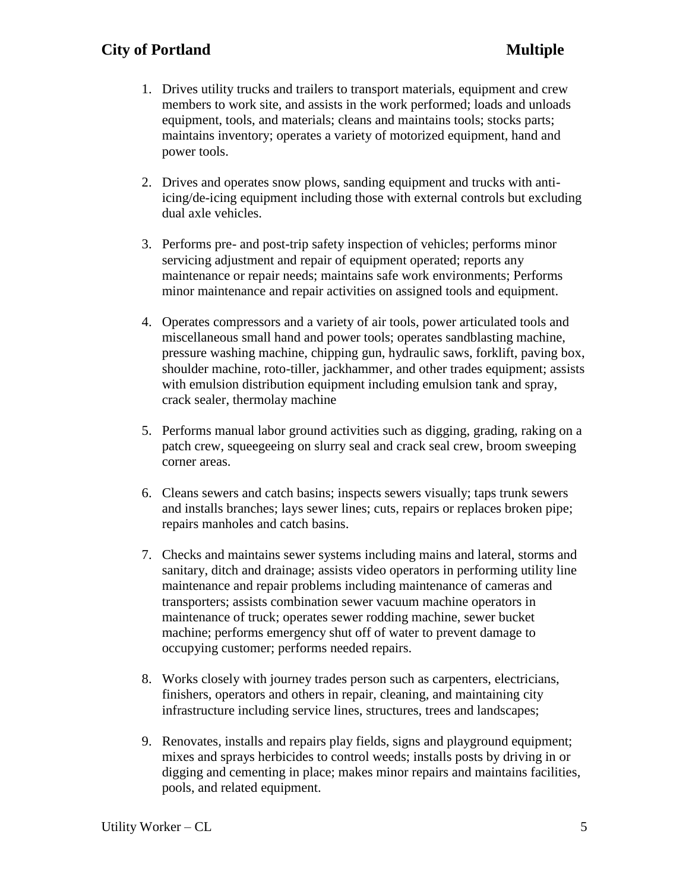1. Drives utility trucks and trailers to transport materials, equipment and crew members to work site, and assists in the work performed; loads and unloads equipment, tools, and materials; cleans and maintains tools; stocks parts; maintains inventory; operates a variety of motorized equipment, hand and power tools.

2. Drives and operates snow plows, sanding equipment and trucks with anti-icing/de-icing equipment including those with external controls but excluding dual axle vehicles.

3. Performs pre- and post-trip safety inspection of vehicles; performs minor servicing adjustment and repair of equipment operated; reports any maintenance or repair needs; maintains safe work environments; Performs minor maintenance and repair activities on assigned tools and equipment.

4. Operates compressors and a variety of air tools, power articulated tools and miscellaneous small hand and power tools; operates sandblasting machine, pressure washing machine, chipping gun, hydraulic saws, forklift, paving box, shoulder machine, roto-tiller, jackhammer, and other trades equipment; assists with emulsion distribution equipment including emulsion tank and spray, crack sealer, thermolay machine

5. Performs manual labor ground activities such as digging, grading, raking on a patch crew, squeegeeing on slurry seal and crack seal crew, broom sweeping corner areas.

6. Cleans sewers and catch basins; inspects sewers visually; taps trunk sewers and installs branches; lays sewer lines; cuts, repairs or replaces broken pipe; repairs manholes and catch basins.

7. Checks and maintains sewer systems including mains and lateral, storms and sanitary, ditch and drainage; assists video operators in performing utility line maintenance and repair problems including maintenance of cameras and transporters; assists combination sewer vacuum machine operators in maintenance of truck; operates sewer rodding machine, sewer bucket machine; performs emergency shut off of water to prevent damage to occupying customer; performs needed repairs.

8. Works closely with journey trades person such as carpenters, electricians, finishers, operators and others in repair, cleaning, and maintaining city infrastructure including service lines, structures, trees and landscapes;

9. Renovates, installs and repairs play fields, signs and playground equipment; mixes and sprays herbicides to control weeds; installs posts by driving in or digging and cementing in place; makes minor repairs and maintains facilities, pools, and related equipment.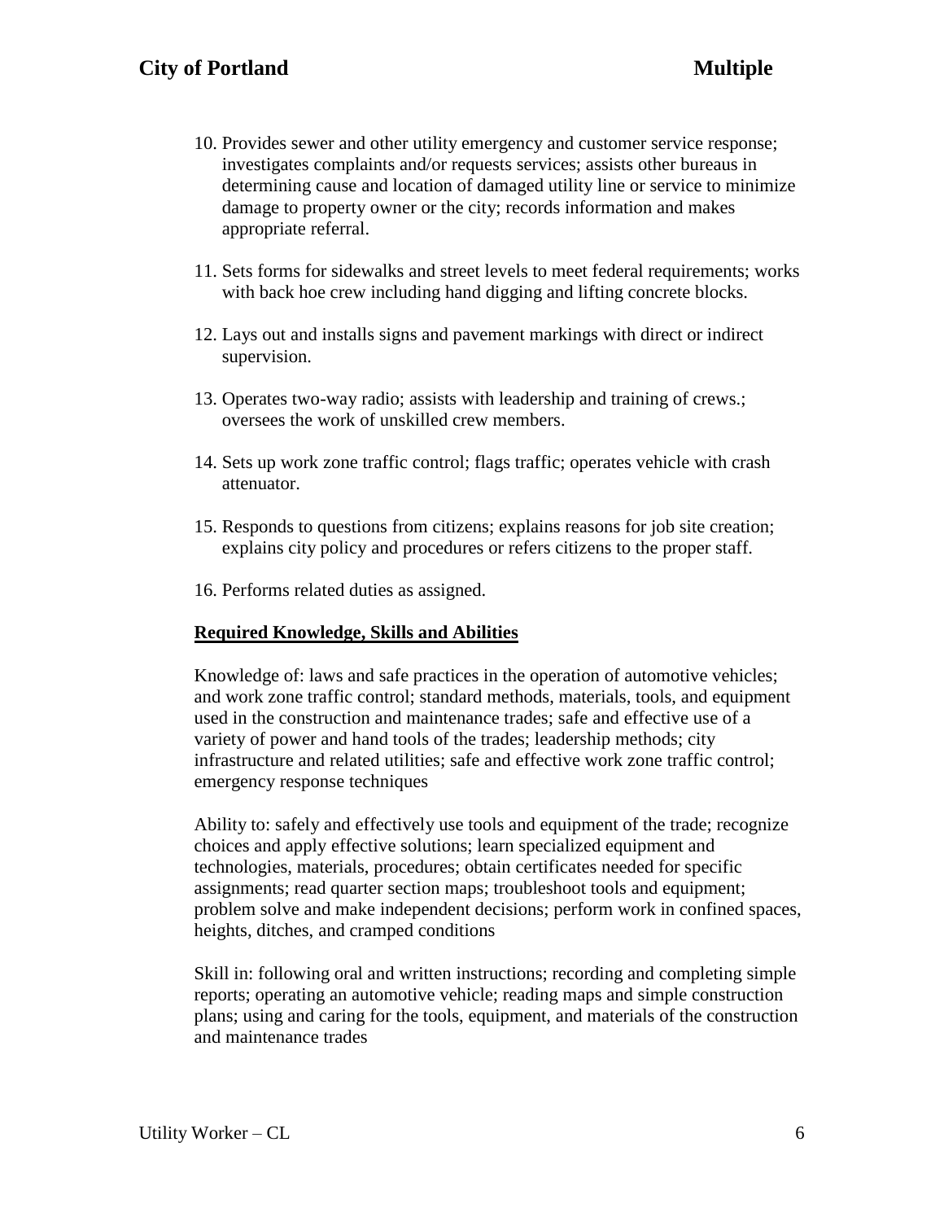10. Provides sewer and other utility emergency and customer service response; investigates complaints and/or requests services; assists other bureaus in determining cause and location of damaged utility line or service to minimize damage to property owner or the city; records information and makes appropriate referral.

11. Sets forms for sidewalks and street levels to meet federal requirements; works with back hoe crew including hand digging and lifting concrete blocks.

12. Lays out and installs signs and pavement markings with direct or indirect supervision.

13. Operates two-way radio; assists with leadership and training of crews.; oversees the work of unskilled crew members.

14. Sets up work zone traffic control; flags traffic; operates vehicle with crash attenuator.

15. Responds to questions from citizens; explains reasons for job site creation; explains city policy and procedures or refers citizens to the proper staff.

16. Performs related duties as assigned.

**Required Knowledge, Skills and Abilities**

Knowledge of: laws and safe practices in the operation of automotive vehicles; and work zone traffic control; standard methods, materials, tools, and equipment used in the construction and maintenance trades; safe and effective use of a variety of power and hand tools of the trades; leadership methods; city infrastructure and related utilities; safe and effective work zone traffic control; emergency response techniques

Ability to: safely and effectively use tools and equipment of the trade; recognize choices and apply effective solutions; learn specialized equipment and technologies, materials, procedures; obtain certificates needed for specific assignments; read quarter section maps; troubleshoot tools and equipment; problem solve and make independent decisions; perform work in confined spaces, heights, ditches, and cramped conditions

Skill in: following oral and written instructions; recording and completing simple reports; operating an automotive vehicle; reading maps and simple construction plans; using and caring for the tools, equipment, and materials of the construction and maintenance trades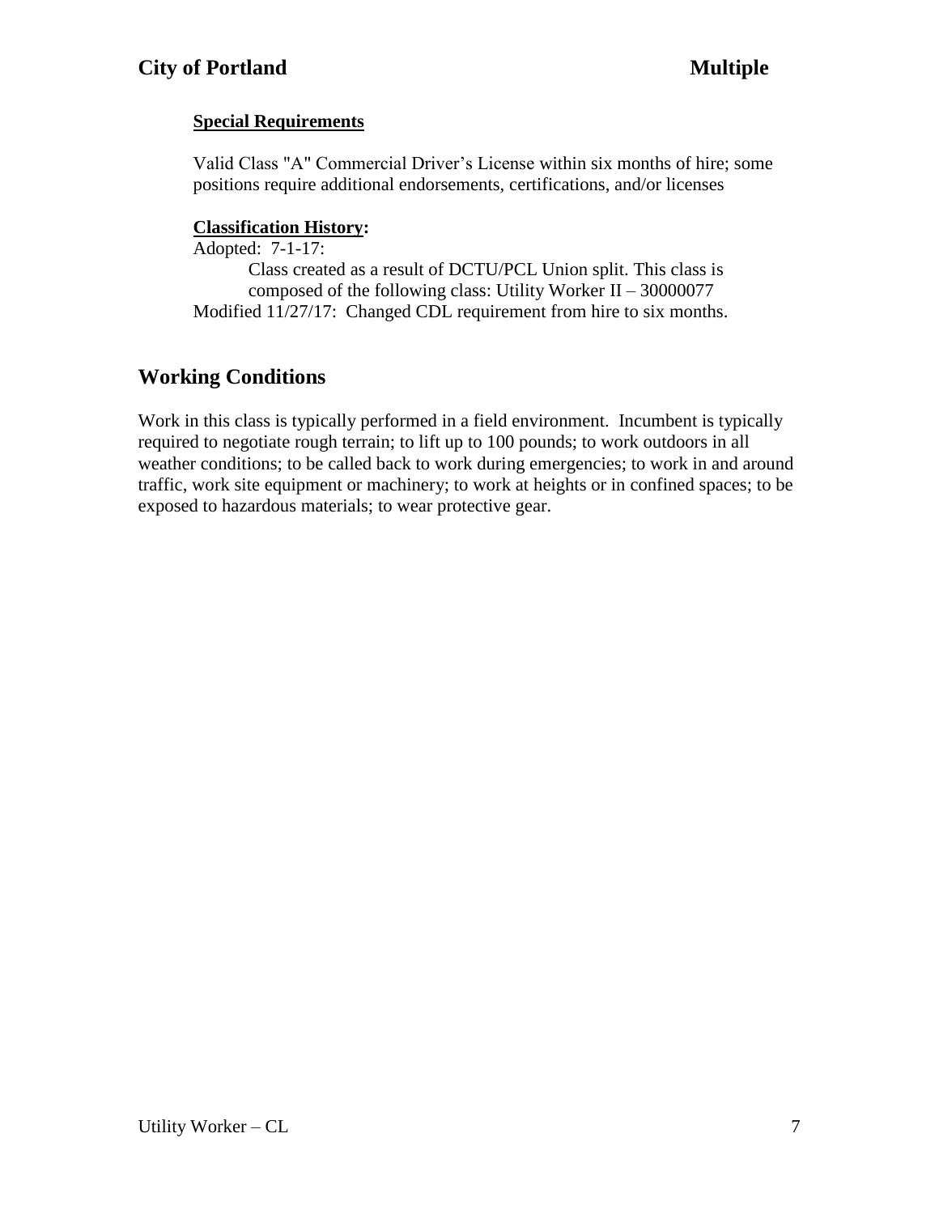**Special Requirements**

Valid Class "A" Commercial Driver's License within six months of hire; some positions require additional endorsements, certifications, and/or licenses

**Classification History:**

Adopted: 7-1-17:

Class created as a result of DCTU/PCL Union split. This class is composed of the following class: Utility Worker II – 30000077

Modified 11/27/17: Changed CDL requirement from hire to six months.

## Working Conditions

Work in this class is typically performed in a field environment. Incumbent is typically required to negotiate rough terrain; to lift up to 100 pounds; to work outdoors in all weather conditions; to be called back to work during emergencies; to work in and around traffic, work site equipment or machinery; to work at heights or in confined spaces; to be exposed to hazardous materials; to wear protective gear.